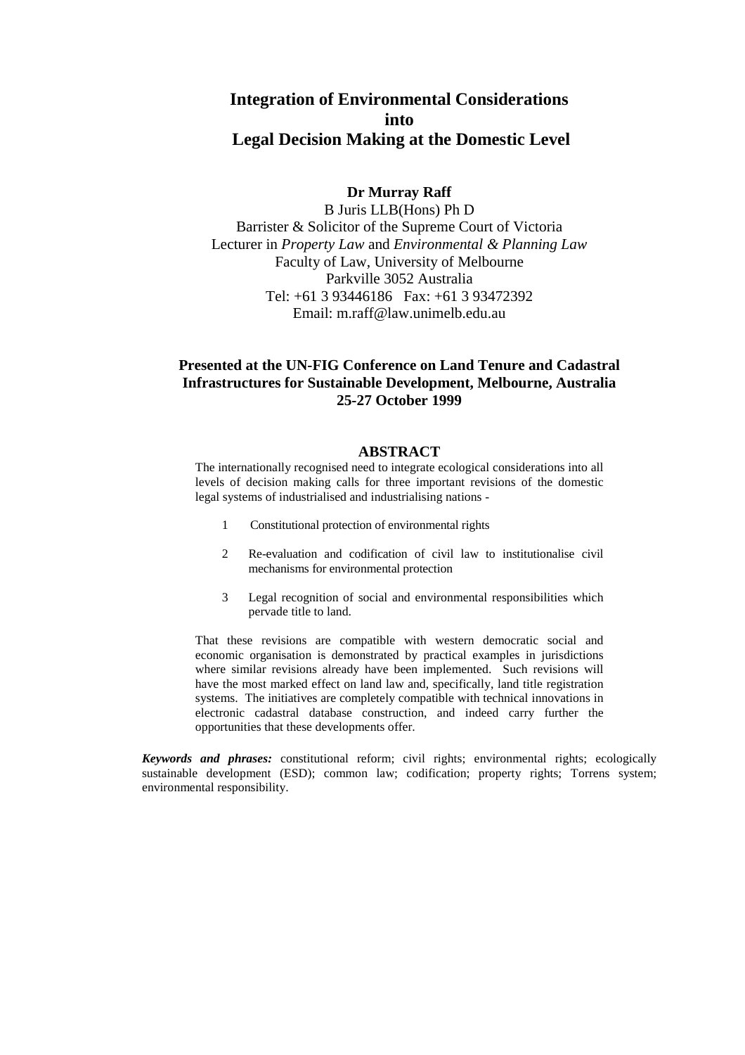# Integration of Environmental Considerations into Legal Decision Making at the Domestic Level

**Dr Murray Raff**

B Juris LLB(Hons) Ph D
Barrister & Solicitor of the Supreme Court of Victoria
Lecturer in *Property Law* and *Environmental & Planning Law*
Faculty of Law, University of Melbourne
Parkville 3052 Australia
Tel: +61 3 93446186 Fax: +61 3 93472392
Email: m.raff@law.unimelb.edu.au

**Presented at the UN-FIG Conference on Land Tenure and Cadastral Infrastructures for Sustainable Development, Melbourne, Australia 25-27 October 1999**

## ABSTRACT

The internationally recognised need to integrate ecological considerations into all levels of decision making calls for three important revisions of the domestic legal systems of industrialised and industrialising nations -

1. Constitutional protection of environmental rights
2. Re-evaluation and codification of civil law to institutionalise civil mechanisms for environmental protection
3. Legal recognition of social and environmental responsibilities which pervade title to land.

That these revisions are compatible with western democratic social and economic organisation is demonstrated by practical examples in jurisdictions where similar revisions already have been implemented. Such revisions will have the most marked effect on land law and, specifically, land title registration systems. The initiatives are completely compatible with technical innovations in electronic cadastral database construction, and indeed carry further the opportunities that these developments offer.

***Keywords and phrases:*** constitutional reform; civil rights; environmental rights; ecologically sustainable development (ESD); common law; codification; property rights; Torrens system; environmental responsibility.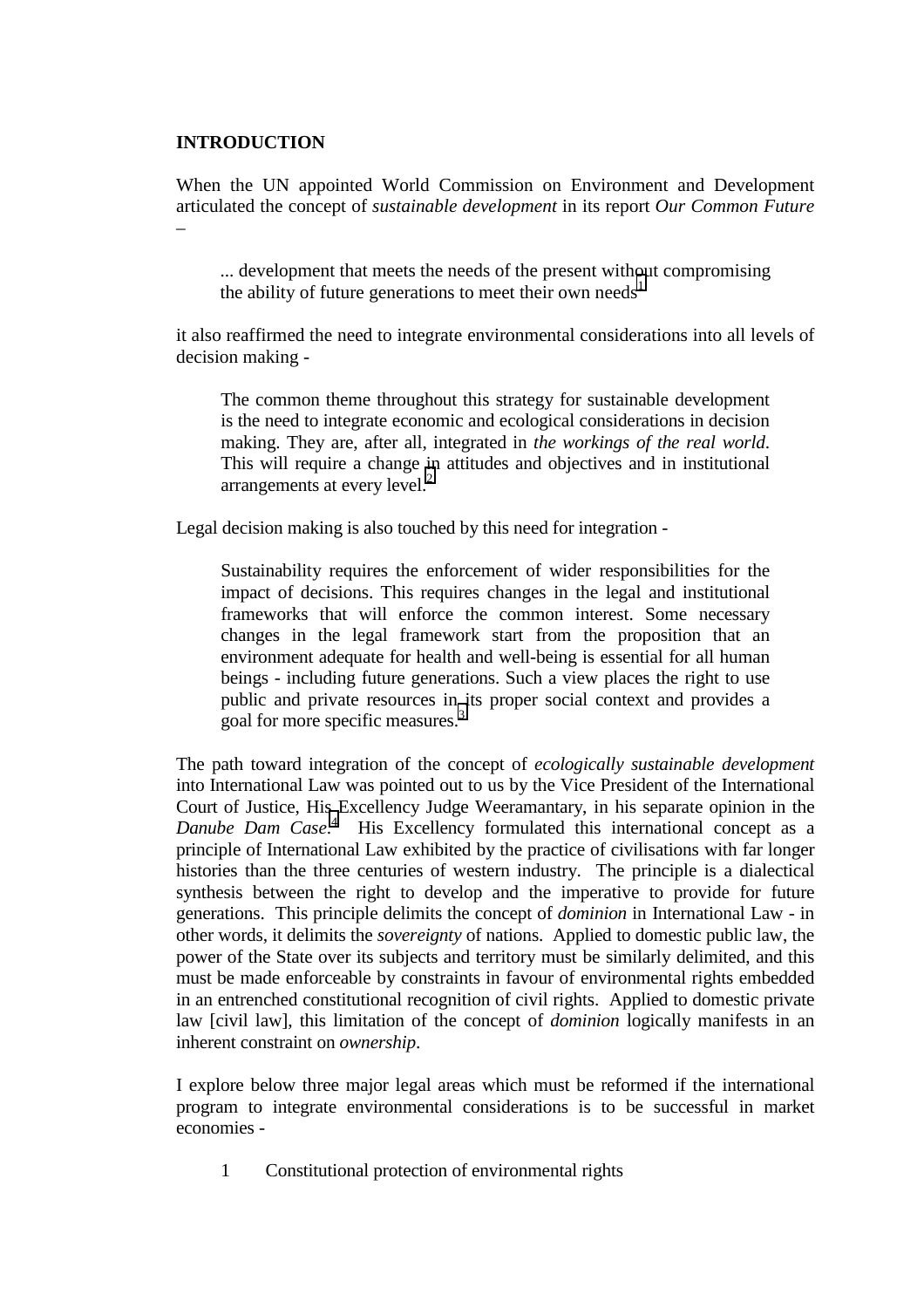**INTRODUCTION**

When the UN appointed World Commission on Environment and Development articulated the concept of *sustainable development* in its report *Our Common Future* –

> ... development that meets the needs of the present without compromising the ability of future generations to meet their own needs[1]

it also reaffirmed the need to integrate environmental considerations into all levels of decision making -

> The common theme throughout this strategy for sustainable development is the need to integrate economic and ecological considerations in decision making. They are, after all, integrated in *the workings of the real world*. This will require a change in attitudes and objectives and in institutional arrangements at every level.[2]

Legal decision making is also touched by this need for integration -

> Sustainability requires the enforcement of wider responsibilities for the impact of decisions. This requires changes in the legal and institutional frameworks that will enforce the common interest. Some necessary changes in the legal framework start from the proposition that an environment adequate for health and well-being is essential for all human beings - including future generations. Such a view places the right to use public and private resources in its proper social context and provides a goal for more specific measures.[3]

The path toward integration of the concept of *ecologically sustainable development* into International Law was pointed out to us by the Vice President of the International Court of Justice, His Excellency Judge Weeramantary, in his separate opinion in the *Danube Dam Case*.[4] His Excellency formulated this international concept as a principle of International Law exhibited by the practice of civilisations with far longer histories than the three centuries of western industry. The principle is a dialectical synthesis between the right to develop and the imperative to provide for future generations. This principle delimits the concept of *dominion* in International Law - in other words, it delimits the *sovereignty* of nations. Applied to domestic public law, the power of the State over its subjects and territory must be similarly delimited, and this must be made enforceable by constraints in favour of environmental rights embedded in an entrenched constitutional recognition of civil rights. Applied to domestic private law [civil law], this limitation of the concept of *dominion* logically manifests in an inherent constraint on *ownership*.

I explore below three major legal areas which must be reformed if the international program to integrate environmental considerations is to be successful in market economies -

1. Constitutional protection of environmental rights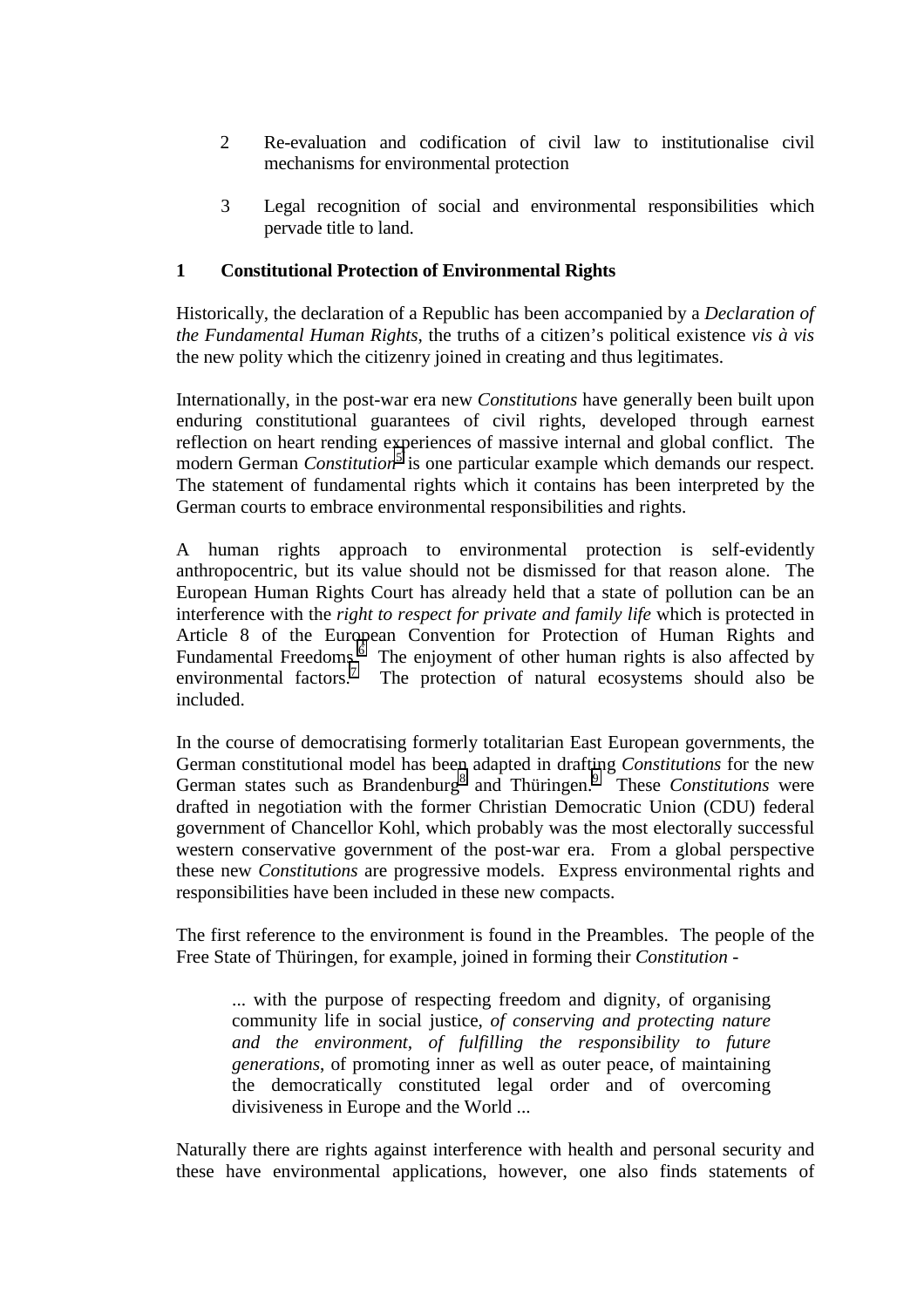2. Re-evaluation and codification of civil law to institutionalise civil mechanisms for environmental protection

3. Legal recognition of social and environmental responsibilities which pervade title to land.

## 1 Constitutional Protection of Environmental Rights

Historically, the declaration of a Republic has been accompanied by a *Declaration of the Fundamental Human Rights*, the truths of a citizen's political existence *vis à vis* the new polity which the citizenry joined in creating and thus legitimates.

Internationally, in the post-war era new *Constitutions* have generally been built upon enduring constitutional guarantees of civil rights, developed through earnest reflection on heart rending experiences of massive internal and global conflict. The modern German *Constitution*[5] is one particular example which demands our respect. The statement of fundamental rights which it contains has been interpreted by the German courts to embrace environmental responsibilities and rights.

A human rights approach to environmental protection is self-evidently anthropocentric, but its value should not be dismissed for that reason alone. The European Human Rights Court has already held that a state of pollution can be an interference with the *right to respect for private and family life* which is protected in Article 8 of the European Convention for Protection of Human Rights and Fundamental Freedoms.[6] The enjoyment of other human rights is also affected by environmental factors.[7] The protection of natural ecosystems should also be included.

In the course of democratising formerly totalitarian East European governments, the German constitutional model has been adapted in drafting *Constitutions* for the new German states such as Brandenburg[8] and Thüringen.[9] These *Constitutions* were drafted in negotiation with the former Christian Democratic Union (CDU) federal government of Chancellor Kohl, which probably was the most electorally successful western conservative government of the post-war era. From a global perspective these new *Constitutions* are progressive models. Express environmental rights and responsibilities have been included in these new compacts.

The first reference to the environment is found in the Preambles. The people of the Free State of Thüringen, for example, joined in forming their *Constitution* -

> ... with the purpose of respecting freedom and dignity, of organising community life in social justice, *of conserving and protecting nature and the environment, of fulfilling the responsibility to future generations*, of promoting inner as well as outer peace, of maintaining the democratically constituted legal order and of overcoming divisiveness in Europe and the World ...

Naturally there are rights against interference with health and personal security and these have environmental applications, however, one also finds statements of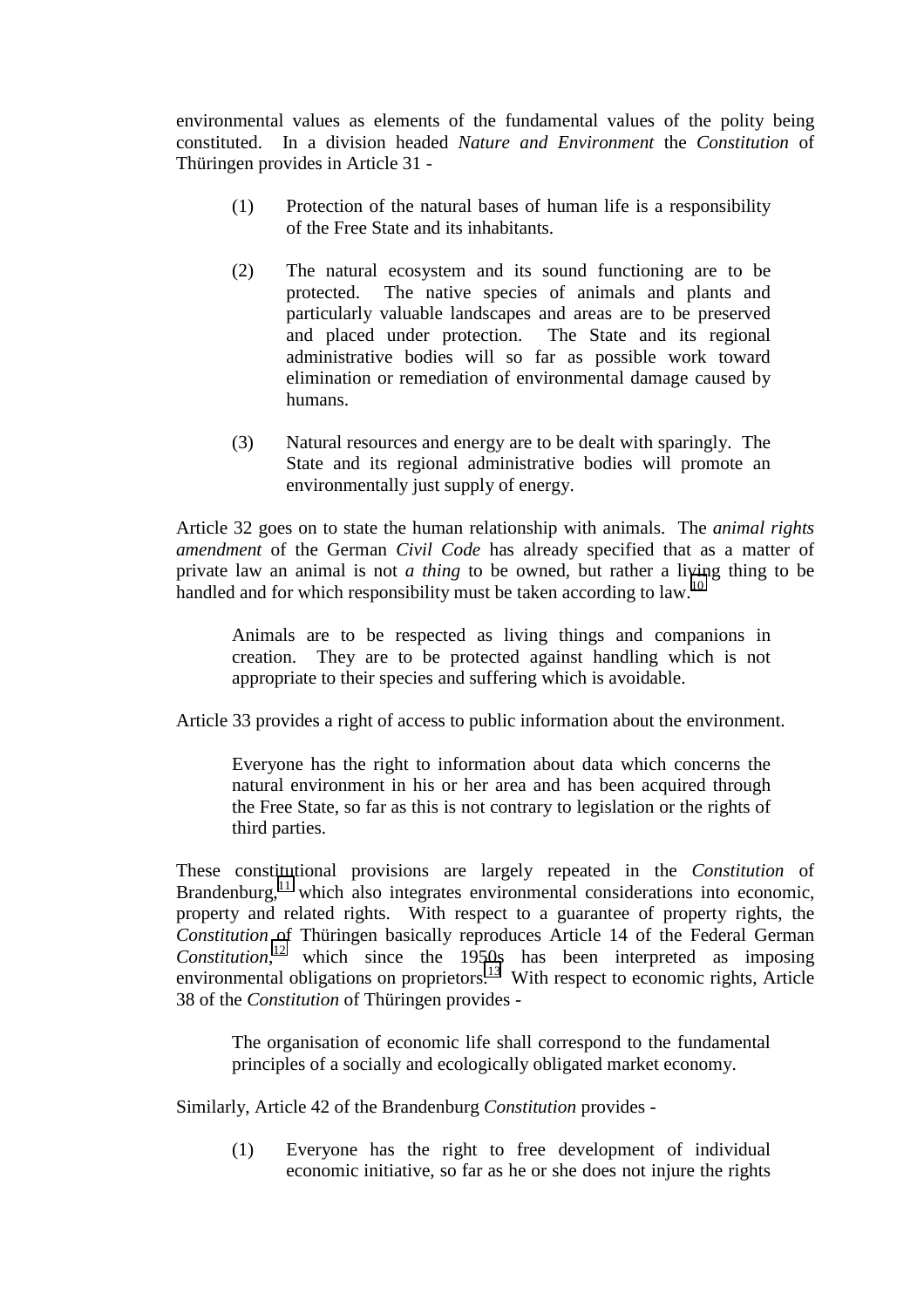environmental values as elements of the fundamental values of the polity being constituted. In a division headed *Nature and Environment* the *Constitution* of Thüringen provides in Article 31 -

> (1) Protection of the natural bases of human life is a responsibility of the Free State and its inhabitants.
>
> (2) The natural ecosystem and its sound functioning are to be protected. The native species of animals and plants and particularly valuable landscapes and areas are to be preserved and placed under protection. The State and its regional administrative bodies will so far as possible work toward elimination or remediation of environmental damage caused by humans.
>
> (3) Natural resources and energy are to be dealt with sparingly. The State and its regional administrative bodies will promote an environmentally just supply of energy.

Article 32 goes on to state the human relationship with animals. The *animal rights amendment* of the German *Civil Code* has already specified that as a matter of private law an animal is not *a thing* to be owned, but rather a living thing to be handled and for which responsibility must be taken according to law.[10]

> Animals are to be respected as living things and companions in creation. They are to be protected against handling which is not appropriate to their species and suffering which is avoidable.

Article 33 provides a right of access to public information about the environment.

> Everyone has the right to information about data which concerns the natural environment in his or her area and has been acquired through the Free State, so far as this is not contrary to legislation or the rights of third parties.

These constitutional provisions are largely repeated in the *Constitution* of Brandenburg,[11] which also integrates environmental considerations into economic, property and related rights. With respect to a guarantee of property rights, the *Constitution* of Thüringen basically reproduces Article 14 of the Federal German *Constitution*,[12] which since the 1950s has been interpreted as imposing environmental obligations on proprietors.[13] With respect to economic rights, Article 38 of the *Constitution* of Thüringen provides -

> The organisation of economic life shall correspond to the fundamental principles of a socially and ecologically obligated market economy.

Similarly, Article 42 of the Brandenburg *Constitution* provides -

> (1) Everyone has the right to free development of individual economic initiative, so far as he or she does not injure the rights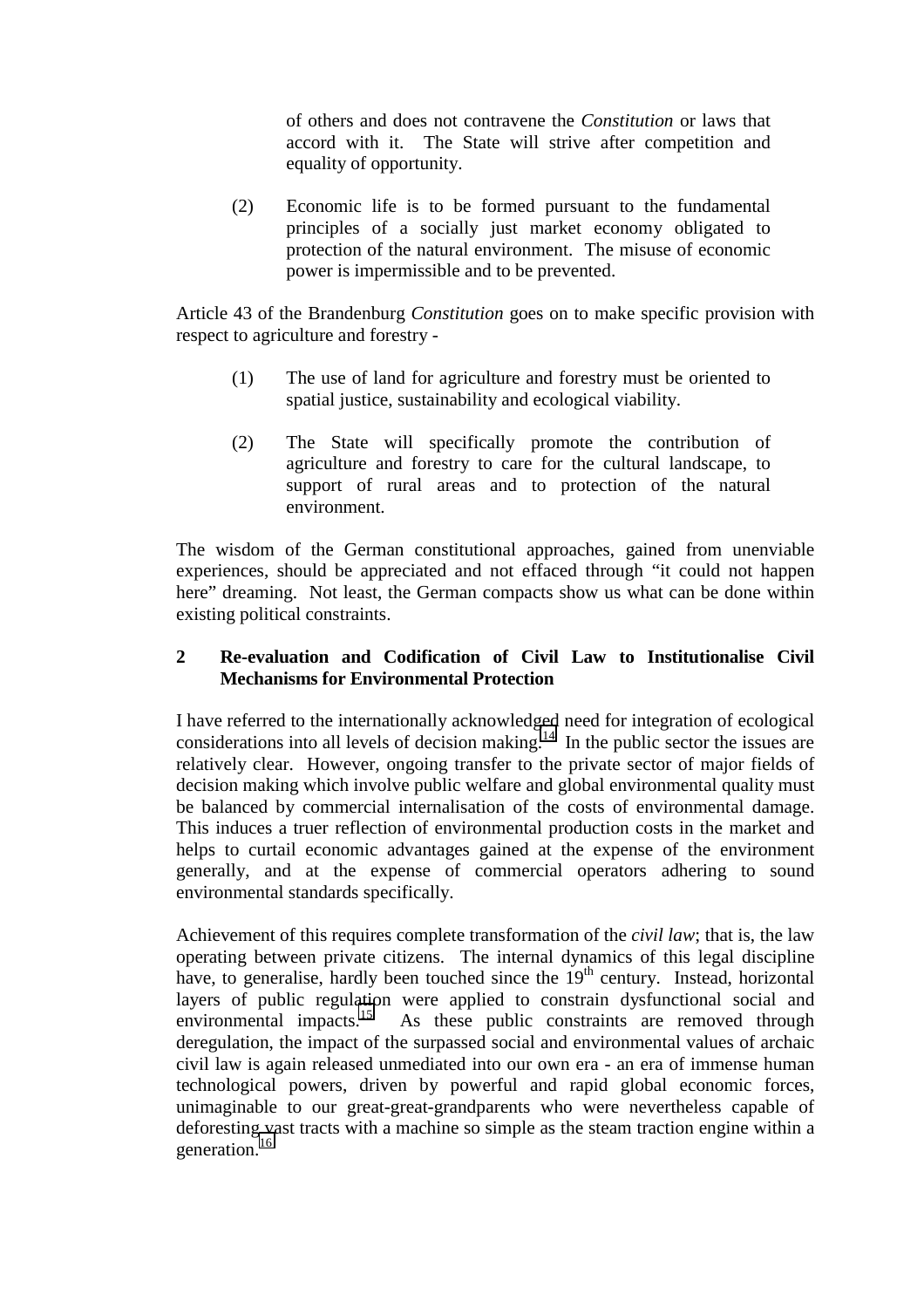of others and does not contravene the *Constitution* or laws that accord with it. The State will strive after competition and equality of opportunity.

(2) Economic life is to be formed pursuant to the fundamental principles of a socially just market economy obligated to protection of the natural environment. The misuse of economic power is impermissible and to be prevented.

Article 43 of the Brandenburg *Constitution* goes on to make specific provision with respect to agriculture and forestry -

(1) The use of land for agriculture and forestry must be oriented to spatial justice, sustainability and ecological viability.

(2) The State will specifically promote the contribution of agriculture and forestry to care for the cultural landscape, to support of rural areas and to protection of the natural environment.

The wisdom of the German constitutional approaches, gained from unenviable experiences, should be appreciated and not effaced through "it could not happen here" dreaming. Not least, the German compacts show us what can be done within existing political constraints.

### 2 Re-evaluation and Codification of Civil Law to Institutionalise Civil Mechanisms for Environmental Protection

I have referred to the internationally acknowledged need for integration of ecological considerations into all levels of decision making.[14] In the public sector the issues are relatively clear. However, ongoing transfer to the private sector of major fields of decision making which involve public welfare and global environmental quality must be balanced by commercial internalisation of the costs of environmental damage. This induces a truer reflection of environmental production costs in the market and helps to curtail economic advantages gained at the expense of the environment generally, and at the expense of commercial operators adhering to sound environmental standards specifically.

Achievement of this requires complete transformation of the *civil law*; that is, the law operating between private citizens. The internal dynamics of this legal discipline have, to generalise, hardly been touched since the 19th century. Instead, horizontal layers of public regulation were applied to constrain dysfunctional social and environmental impacts.[15] As these public constraints are removed through deregulation, the impact of the surpassed social and environmental values of archaic civil law is again released unmediated into our own era - an era of immense human technological powers, driven by powerful and rapid global economic forces, unimaginable to our great-great-grandparents who were nevertheless capable of deforesting vast tracts with a machine so simple as the steam traction engine within a generation.[16]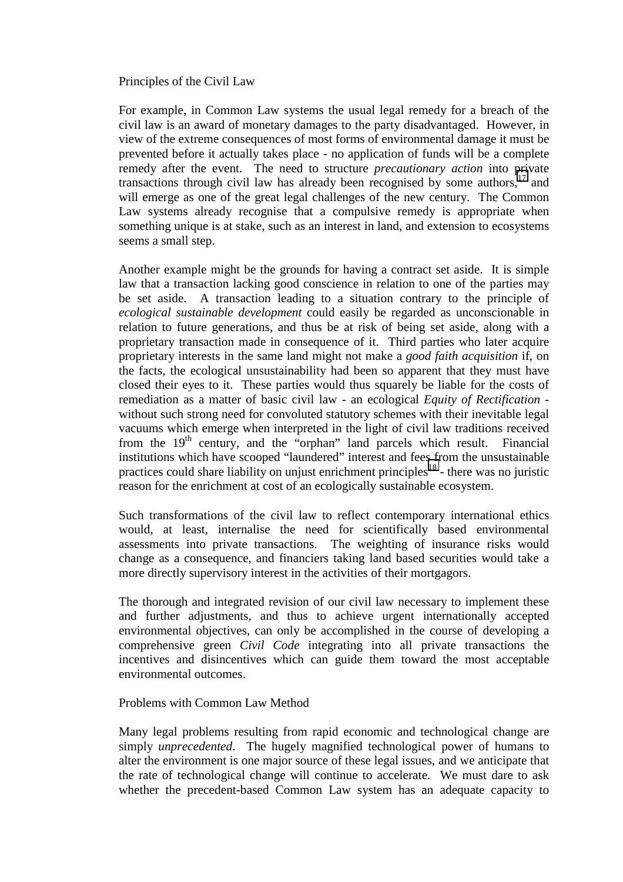## Principles of the Civil Law

For example, in Common Law systems the usual legal remedy for a breach of the civil law is an award of monetary damages to the party disadvantaged. However, in view of the extreme consequences of most forms of environmental damage it must be prevented before it actually takes place - no application of funds will be a complete remedy after the event. The need to structure *precautionary action* into private transactions through civil law has already been recognised by some authors,[17] and will emerge as one of the great legal challenges of the new century. The Common Law systems already recognise that a compulsive remedy is appropriate when something unique is at stake, such as an interest in land, and extension to ecosystems seems a small step.

Another example might be the grounds for having a contract set aside. It is simple law that a transaction lacking good conscience in relation to one of the parties may be set aside. A transaction leading to a situation contrary to the principle of *ecological sustainable development* could easily be regarded as unconscionable in relation to future generations, and thus be at risk of being set aside, along with a proprietary transaction made in consequence of it. Third parties who later acquire proprietary interests in the same land might not make a *good faith acquisition* if, on the facts, the ecological unsustainability had been so apparent that they must have closed their eyes to it. These parties would thus squarely be liable for the costs of remediation as a matter of basic civil law - an ecological *Equity of Rectification* - without such strong need for convoluted statutory schemes with their inevitable legal vacuums which emerge when interpreted in the light of civil law traditions received from the 19th century, and the "orphan" land parcels which result. Financial institutions which have scooped "laundered" interest and fees from the unsustainable practices could share liability on unjust enrichment principles[18] - there was no juristic reason for the enrichment at cost of an ecologically sustainable ecosystem.

Such transformations of the civil law to reflect contemporary international ethics would, at least, internalise the need for scientifically based environmental assessments into private transactions. The weighting of insurance risks would change as a consequence, and financiers taking land based securities would take a more directly supervisory interest in the activities of their mortgagors.

The thorough and integrated revision of our civil law necessary to implement these and further adjustments, and thus to achieve urgent internationally accepted environmental objectives, can only be accomplished in the course of developing a comprehensive green *Civil Code* integrating into all private transactions the incentives and disincentives which can guide them toward the most acceptable environmental outcomes.

## Problems with Common Law Method

Many legal problems resulting from rapid economic and technological change are simply *unprecedented*. The hugely magnified technological power of humans to alter the environment is one major source of these legal issues, and we anticipate that the rate of technological change will continue to accelerate. We must dare to ask whether the precedent-based Common Law system has an adequate capacity to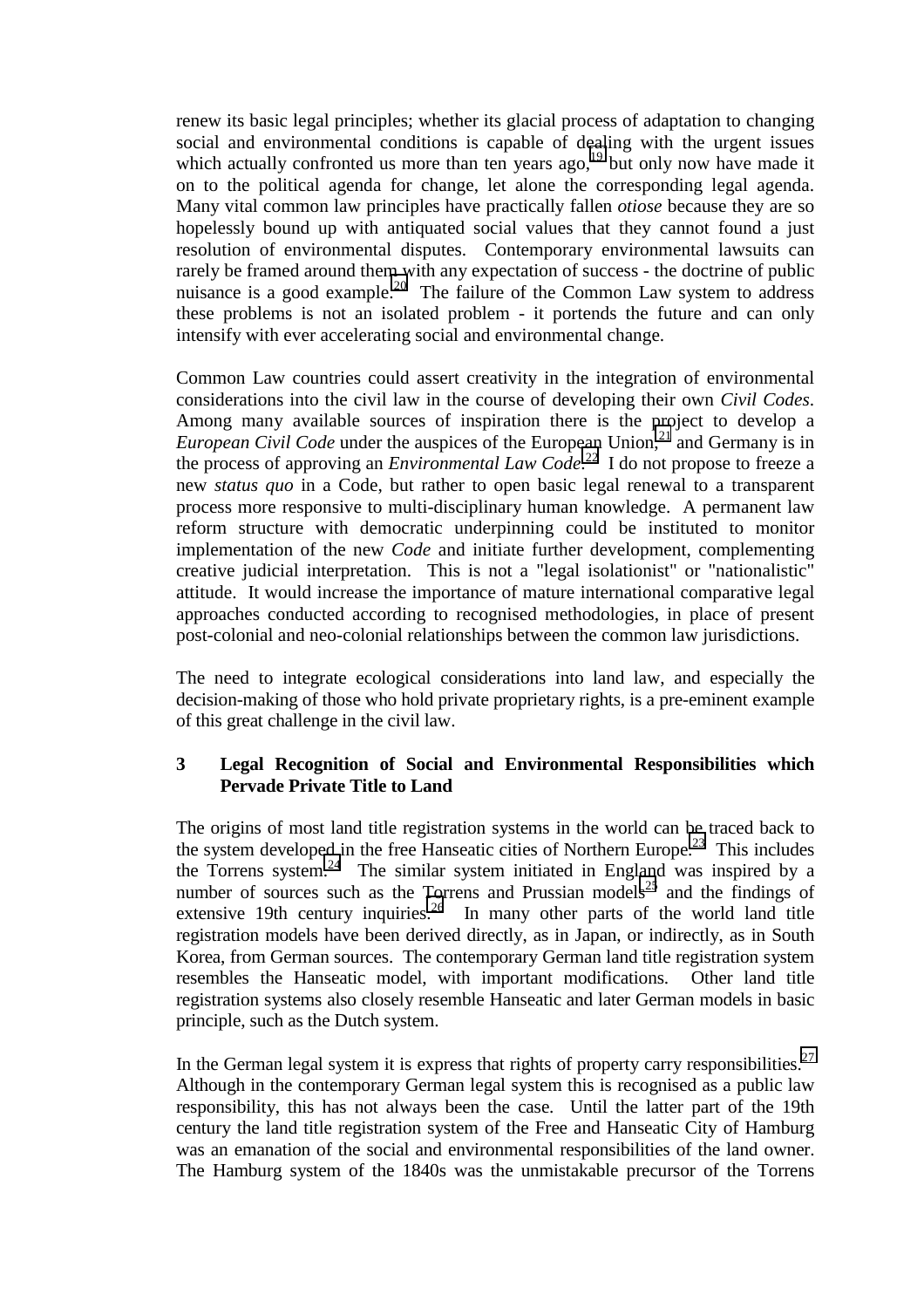renew its basic legal principles; whether its glacial process of adaptation to changing social and environmental conditions is capable of dealing with the urgent issues which actually confronted us more than ten years ago,[19] but only now have made it on to the political agenda for change, let alone the corresponding legal agenda. Many vital common law principles have practically fallen *otiose* because they are so hopelessly bound up with antiquated social values that they cannot found a just resolution of environmental disputes. Contemporary environmental lawsuits can rarely be framed around them with any expectation of success - the doctrine of public nuisance is a good example.[20] The failure of the Common Law system to address these problems is not an isolated problem - it portends the future and can only intensify with ever accelerating social and environmental change.

Common Law countries could assert creativity in the integration of environmental considerations into the civil law in the course of developing their own *Civil Codes*. Among many available sources of inspiration there is the project to develop a *European Civil Code* under the auspices of the European Union,[21] and Germany is in the process of approving an *Environmental Law Code*.[22] I do not propose to freeze a new *status quo* in a Code, but rather to open basic legal renewal to a transparent process more responsive to multi-disciplinary human knowledge. A permanent law reform structure with democratic underpinning could be instituted to monitor implementation of the new *Code* and initiate further development, complementing creative judicial interpretation. This is not a "legal isolationist" or "nationalistic" attitude. It would increase the importance of mature international comparative legal approaches conducted according to recognised methodologies, in place of present post-colonial and neo-colonial relationships between the common law jurisdictions.

The need to integrate ecological considerations into land law, and especially the decision-making of those who hold private proprietary rights, is a pre-eminent example of this great challenge in the civil law.

## 3 Legal Recognition of Social and Environmental Responsibilities which Pervade Private Title to Land

The origins of most land title registration systems in the world can be traced back to the system developed in the free Hanseatic cities of Northern Europe.[23] This includes the Torrens system.[24] The similar system initiated in England was inspired by a number of sources such as the Torrens and Prussian models[25] and the findings of extensive 19th century inquiries.[26] In many other parts of the world land title registration models have been derived directly, as in Japan, or indirectly, as in South Korea, from German sources. The contemporary German land title registration system resembles the Hanseatic model, with important modifications. Other land title registration systems also closely resemble Hanseatic and later German models in basic principle, such as the Dutch system.

In the German legal system it is express that rights of property carry responsibilities.[27] Although in the contemporary German legal system this is recognised as a public law responsibility, this has not always been the case. Until the latter part of the 19th century the land title registration system of the Free and Hanseatic City of Hamburg was an emanation of the social and environmental responsibilities of the land owner. The Hamburg system of the 1840s was the unmistakable precursor of the Torrens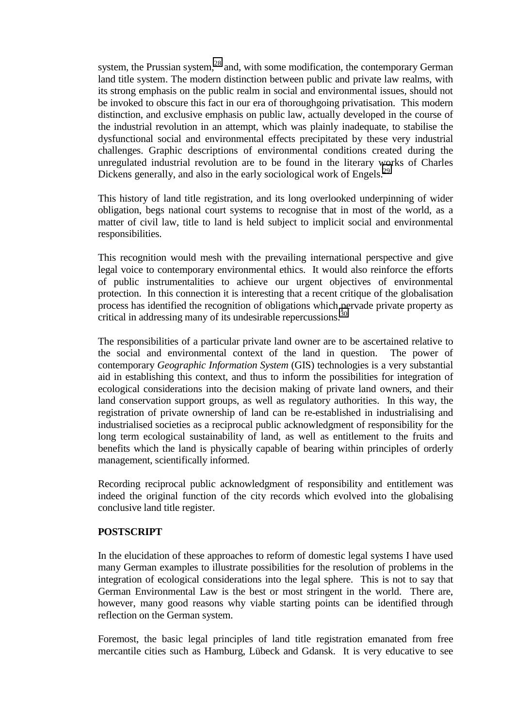system, the Prussian system,[28] and, with some modification, the contemporary German land title system. The modern distinction between public and private law realms, with its strong emphasis on the public realm in social and environmental issues, should not be invoked to obscure this fact in our era of thoroughgoing privatisation. This modern distinction, and exclusive emphasis on public law, actually developed in the course of the industrial revolution in an attempt, which was plainly inadequate, to stabilise the dysfunctional social and environmental effects precipitated by these very industrial challenges. Graphic descriptions of environmental conditions created during the unregulated industrial revolution are to be found in the literary works of Charles Dickens generally, and also in the early sociological work of Engels.[29]

This history of land title registration, and its long overlooked underpinning of wider obligation, begs national court systems to recognise that in most of the world, as a matter of civil law, title to land is held subject to implicit social and environmental responsibilities.

This recognition would mesh with the prevailing international perspective and give legal voice to contemporary environmental ethics. It would also reinforce the efforts of public instrumentalities to achieve our urgent objectives of environmental protection. In this connection it is interesting that a recent critique of the globalisation process has identified the recognition of obligations which pervade private property as critical in addressing many of its undesirable repercussions.[30]

The responsibilities of a particular private land owner are to be ascertained relative to the social and environmental context of the land in question. The power of contemporary *Geographic Information System* (GIS) technologies is a very substantial aid in establishing this context, and thus to inform the possibilities for integration of ecological considerations into the decision making of private land owners, and their land conservation support groups, as well as regulatory authorities. In this way, the registration of private ownership of land can be re-established in industrialising and industrialised societies as a reciprocal public acknowledgment of responsibility for the long term ecological sustainability of land, as well as entitlement to the fruits and benefits which the land is physically capable of bearing within principles of orderly management, scientifically informed.

Recording reciprocal public acknowledgment of responsibility and entitlement was indeed the original function of the city records which evolved into the globalising conclusive land title register.

**POSTSCRIPT**

In the elucidation of these approaches to reform of domestic legal systems I have used many German examples to illustrate possibilities for the resolution of problems in the integration of ecological considerations into the legal sphere. This is not to say that German Environmental Law is the best or most stringent in the world. There are, however, many good reasons why viable starting points can be identified through reflection on the German system.

Foremost, the basic legal principles of land title registration emanated from free mercantile cities such as Hamburg, Lübeck and Gdansk. It is very educative to see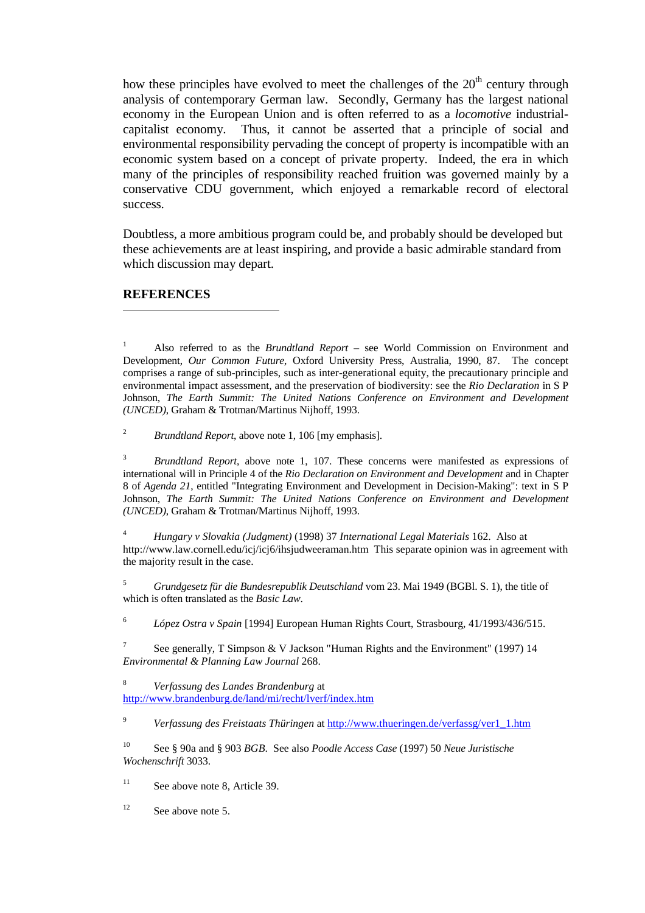how these principles have evolved to meet the challenges of the 20th century through analysis of contemporary German law. Secondly, Germany has the largest national economy in the European Union and is often referred to as a *locomotive* industrial-capitalist economy. Thus, it cannot be asserted that a principle of social and environmental responsibility pervading the concept of property is incompatible with an economic system based on a concept of private property. Indeed, the era in which many of the principles of responsibility reached fruition was governed mainly by a conservative CDU government, which enjoyed a remarkable record of electoral success.

Doubtless, a more ambitious program could be, and probably should be developed but these achievements are at least inspiring, and provide a basic admirable standard from which discussion may depart.

## REFERENCES

---

[1] Also referred to as the *Brundtland Report* – see World Commission on Environment and Development, *Our Common Future*, Oxford University Press, Australia, 1990, 87. The concept comprises a range of sub-principles, such as inter-generational equity, the precautionary principle and environmental impact assessment, and the preservation of biodiversity: see the *Rio Declaration* in S P Johnson, *The Earth Summit: The United Nations Conference on Environment and Development (UNCED)*, Graham & Trotman/Martinus Nijhoff, 1993.

[2] *Brundtland Report*, above note 1, 106 [my emphasis].

[3] *Brundtland Report*, above note 1, 107. These concerns were manifested as expressions of international will in Principle 4 of the *Rio Declaration on Environment and Development* and in Chapter 8 of *Agenda 21*, entitled "Integrating Environment and Development in Decision-Making": text in S P Johnson, *The Earth Summit: The United Nations Conference on Environment and Development (UNCED)*, Graham & Trotman/Martinus Nijhoff, 1993.

[4] *Hungary v Slovakia (Judgment)* (1998) 37 *International Legal Materials* 162. Also at http://www.law.cornell.edu/icj/icj6/ihsjudweeraman.htm This separate opinion was in agreement with the majority result in the case.

[5] *Grundgesetz für die Bundesrepublik Deutschland* vom 23. Mai 1949 (BGBl. S. 1), the title of which is often translated as the *Basic Law*.

[6] *López Ostra v Spain* [1994] European Human Rights Court, Strasbourg, 41/1993/436/515.

[7] See generally, T Simpson & V Jackson "Human Rights and the Environment" (1997) 14 *Environmental & Planning Law Journal* 268.

[8] *Verfassung des Landes Brandenburg* at http://www.brandenburg.de/land/mi/recht/lverf/index.htm

[9] *Verfassung des Freistaats Thüringen* at http://www.thueringen.de/verfassg/ver1_1.htm

[10] See § 90a and § 903 *BGB*. See also *Poodle Access Case* (1997) 50 *Neue Juristische Wochenschrift* 3033.

[11] See above note 8, Article 39.

[12] See above note 5.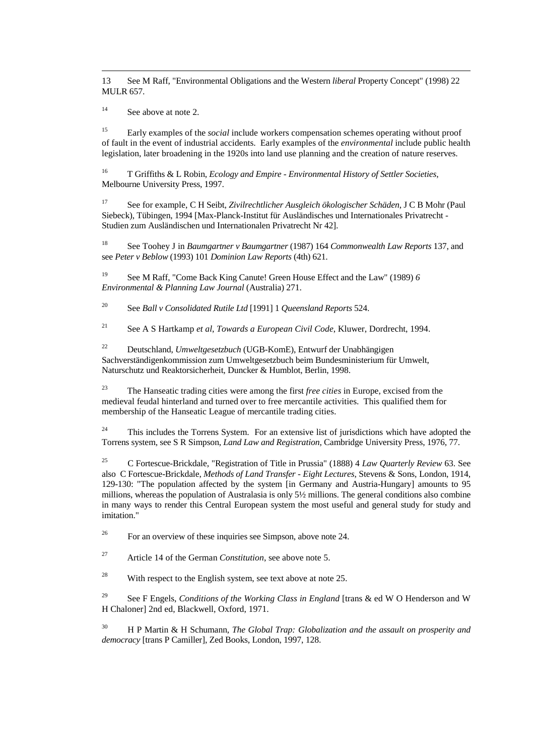13 See M Raff, "Environmental Obligations and the Western *liberal* Property Concept" (1998) 22 MULR 657.

[14] See above at note 2.

[15] Early examples of the *social* include workers compensation schemes operating without proof of fault in the event of industrial accidents. Early examples of the *environmental* include public health legislation, later broadening in the 1920s into land use planning and the creation of nature reserves.

[16] T Griffiths & L Robin, *Ecology and Empire - Environmental History of Settler Societies*, Melbourne University Press, 1997.

[17] See for example, C H Seibt, *Zivilrechtlicher Ausgleich ökologischer Schäden*, J C B Mohr (Paul Siebeck), Tübingen, 1994 [Max-Planck-Institut für Ausländisches und Internationales Privatrecht - Studien zum Ausländischen und Internationalen Privatrecht Nr 42].

[18] See Toohey J in *Baumgartner v Baumgartner* (1987) 164 *Commonwealth Law Reports* 137, and see *Peter v Beblow* (1993) 101 *Dominion Law Reports* (4th) 621.

[19] See M Raff, "Come Back King Canute! Green House Effect and the Law" (1989) *6 Environmental & Planning Law Journal* (Australia) 271.

[20] See *Ball v Consolidated Rutile Ltd* [1991] 1 *Queensland Reports* 524.

[21] See A S Hartkamp *et al*, *Towards a European Civil Code*, Kluwer, Dordrecht, 1994.

[22] Deutschland, *Umweltgesetzbuch* (UGB-KomE), Entwurf der Unabhängigen Sachverständigenkommission zum Umweltgesetzbuch beim Bundesministerium für Umwelt, Naturschutz und Reaktorsicherheit, Duncker & Humblot, Berlin, 1998.

[23] The Hanseatic trading cities were among the first *free cities* in Europe, excised from the medieval feudal hinterland and turned over to free mercantile activities. This qualified them for membership of the Hanseatic League of mercantile trading cities.

[24] This includes the Torrens System. For an extensive list of jurisdictions which have adopted the Torrens system, see S R Simpson, *Land Law and Registration*, Cambridge University Press, 1976, 77.

[25] C Fortescue-Brickdale, "Registration of Title in Prussia" (1888) 4 *Law Quarterly Review* 63. See also C Fortescue-Brickdale, *Methods of Land Transfer - Eight Lectures*, Stevens & Sons, London, 1914, 129-130: "The population affected by the system [in Germany and Austria-Hungary] amounts to 95 millions, whereas the population of Australasia is only 5½ millions. The general conditions also combine in many ways to render this Central European system the most useful and general study for study and imitation."

[26] For an overview of these inquiries see Simpson, above note 24.

[27] Article 14 of the German *Constitution*, see above note 5.

[28] With respect to the English system, see text above at note 25.

[29] See F Engels, *Conditions of the Working Class in England* [trans & ed W O Henderson and W H Chaloner] 2nd ed, Blackwell, Oxford, 1971.

[30] H P Martin & H Schumann, *The Global Trap: Globalization and the assault on prosperity and democracy* [trans P Camiller], Zed Books, London, 1997, 128.